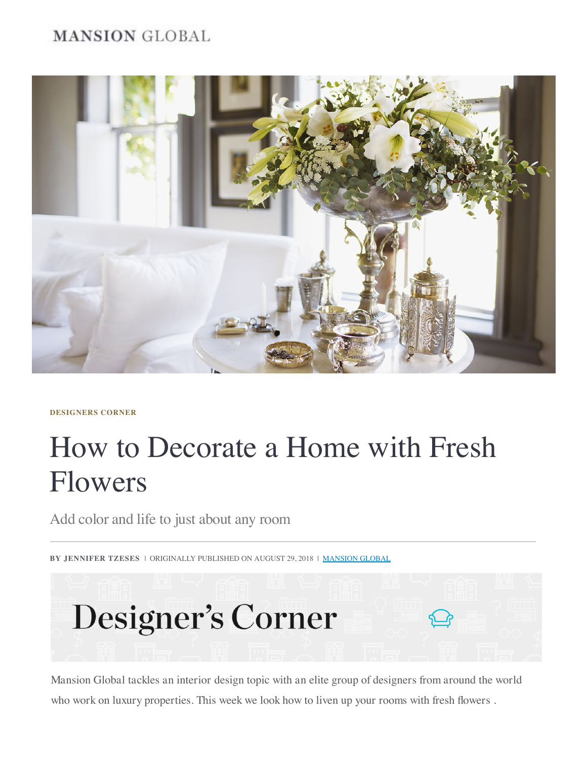MANSION GLOBAL

DESIGNERS CORNER

# How to Decorate a Home with Fresh Flowers

Add color and life to just about any room

**BY JENNIFER TZESES** | ORIGINALLY PUBLISHED ON AUGUST 29, 2018 | MANSION GLOBAL

Designer's Corner

Mansion Global tackles an interior design topic with an elite group of designers from around the world who work on luxury properties. This week we look how to liven up your rooms with fresh flowers .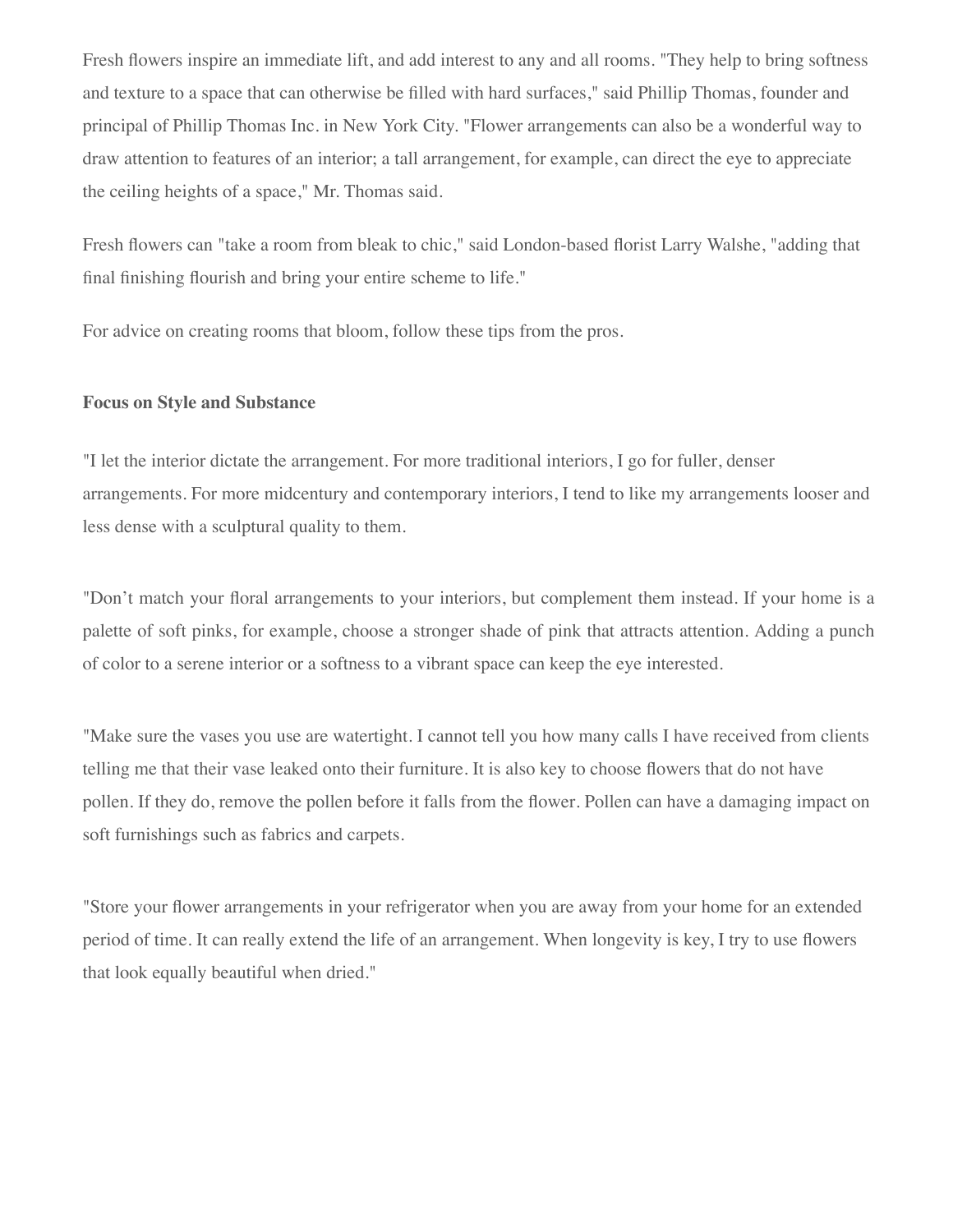Fresh flowers inspire an immediate lift, and add interest to any and all rooms. "They help to bring softness and texture to a space that can otherwise be filled with hard surfaces," said Phillip Thomas, founder and principal of Phillip Thomas Inc. in New York City. "Flower arrangements can also be a wonderful way to draw attention to features of an interior; a tall arrangement, for example, can direct the eye to appreciate the ceiling heights of a space," Mr. Thomas said.

Fresh flowers can "take a room from bleak to chic," said London-based florist Larry Walshe, "adding that final finishing flourish and bring your entire scheme to life."

For advice on creating rooms that bloom, follow these tips from the pros.

**Focus on Style and Substance**

"I let the interior dictate the arrangement. For more traditional interiors, I go for fuller, denser arrangements. For more midcentury and contemporary interiors, I tend to like my arrangements looser and less dense with a sculptural quality to them.

"Don't match your floral arrangements to your interiors, but complement them instead. If your home is a palette of soft pinks, for example, choose a stronger shade of pink that attracts attention. Adding a punch of color to a serene interior or a softness to a vibrant space can keep the eye interested.

"Make sure the vases you use are watertight. I cannot tell you how many calls I have received from clients telling me that their vase leaked onto their furniture. It is also key to choose flowers that do not have pollen. If they do, remove the pollen before it falls from the flower. Pollen can have a damaging impact on soft furnishings such as fabrics and carpets.

"Store your flower arrangements in your refrigerator when you are away from your home for an extended period of time. It can really extend the life of an arrangement. When longevity is key, I try to use flowers that look equally beautiful when dried."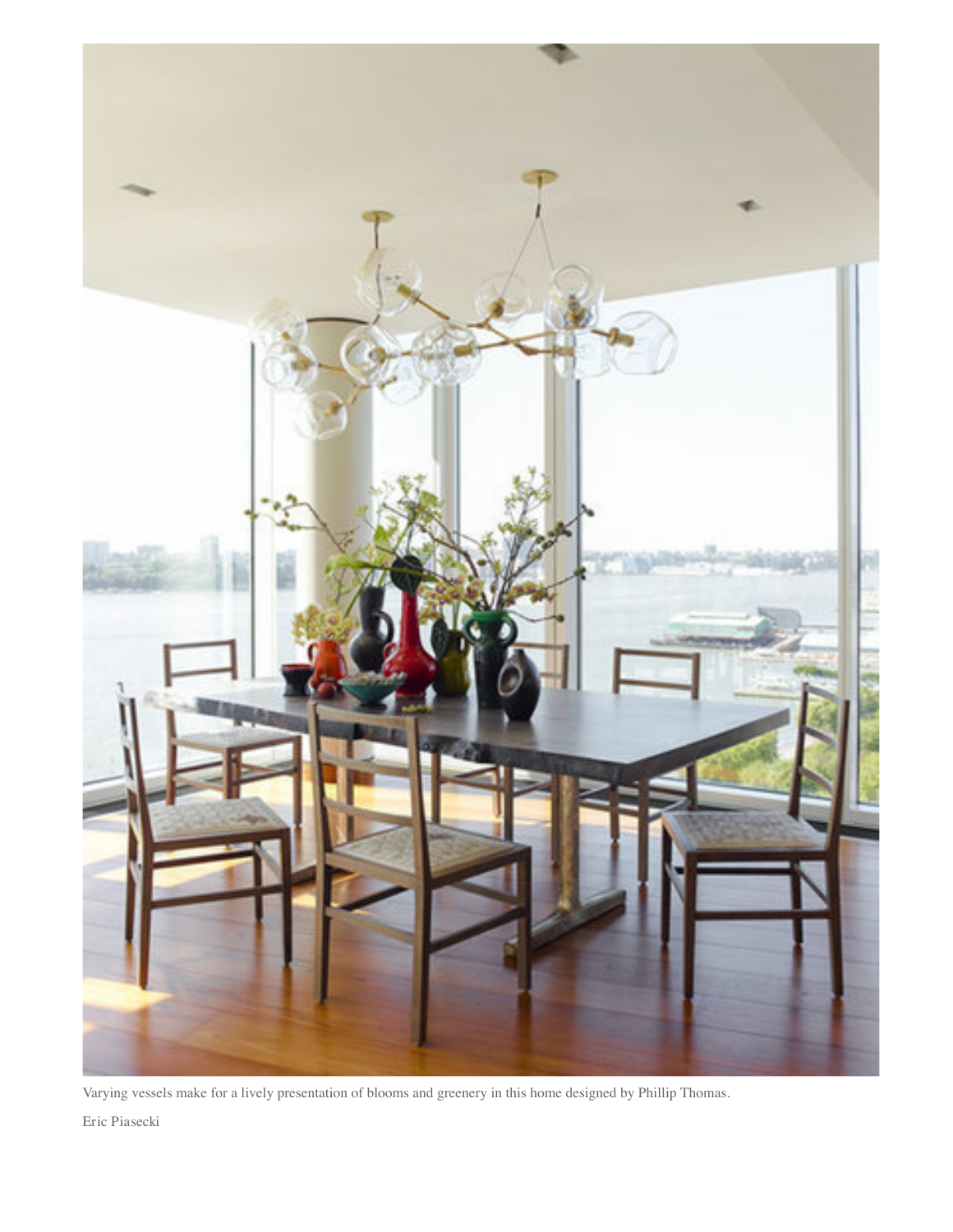Varying vessels make for a lively presentation of blooms and greenery in this home designed by Phillip Thomas.

Eric Piasecki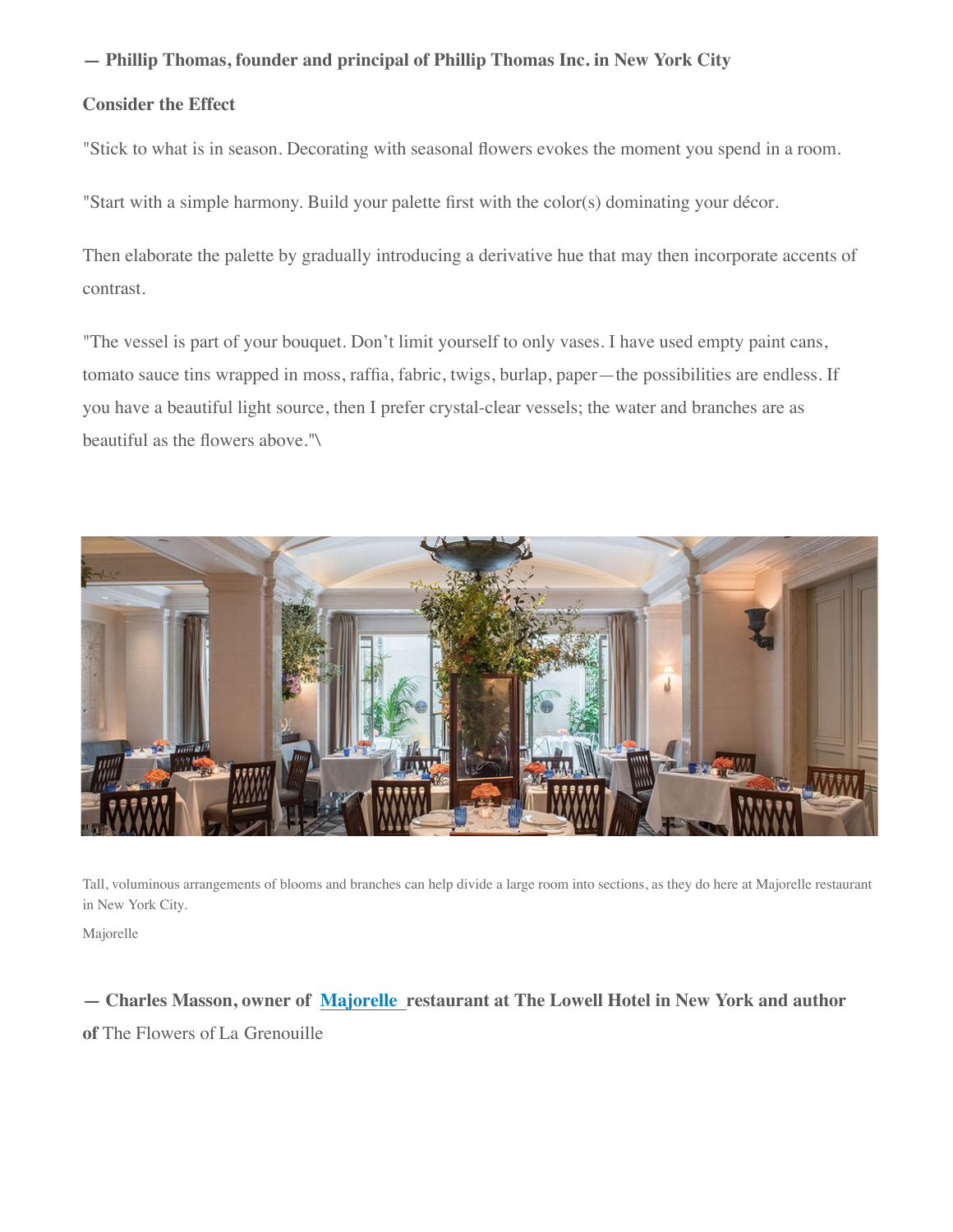**— Phillip Thomas, founder and principal of Phillip Thomas Inc. in New York City**

**Consider the Effect**

"Stick to what is in season. Decorating with seasonal flowers evokes the moment you spend in a room.

"Start with a simple harmony. Build your palette first with the color(s) dominating your décor.

Then elaborate the palette by gradually introducing a derivative hue that may then incorporate accents of contrast.

"The vessel is part of your bouquet. Don't limit yourself to only vases. I have used empty paint cans, tomato sauce tins wrapped in moss, raffia, fabric, twigs, burlap, paper—the possibilities are endless. If you have a beautiful light source, then I prefer crystal-clear vessels; the water and branches are as beautiful as the flowers above."\

Tall, voluminous arrangements of blooms and branches can help divide a large room into sections, as they do here at Majorelle restaurant in New York City.

Majorelle

**— Charles Masson, owner of [Majorelle](#) restaurant at The Lowell Hotel in New York and author of** The Flowers of La Grenouille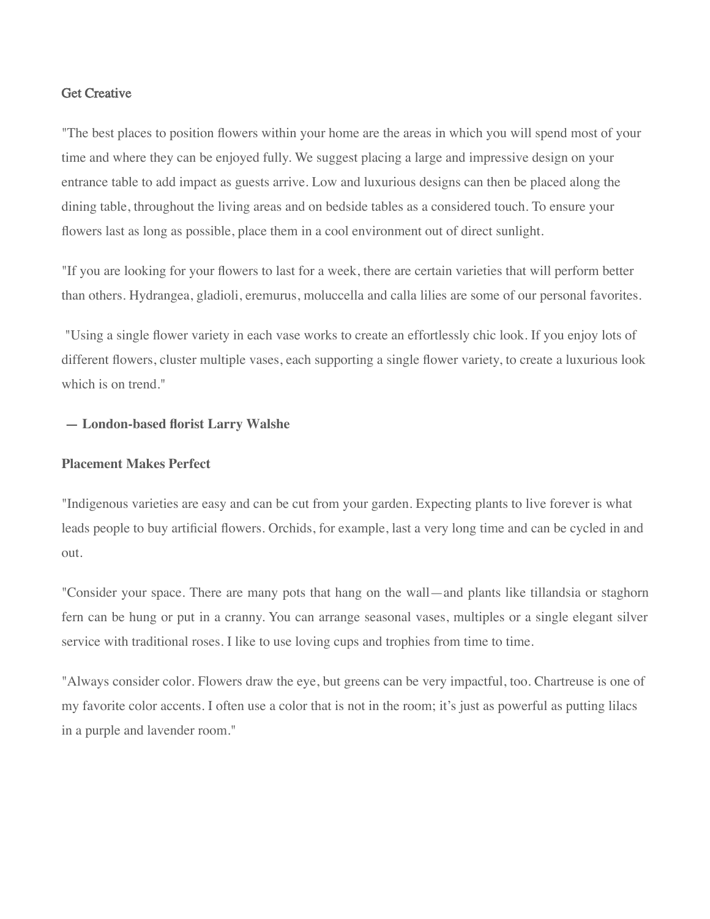**Get Creative**

"The best places to position flowers within your home are the areas in which you will spend most of your time and where they can be enjoyed fully. We suggest placing a large and impressive design on your entrance table to add impact as guests arrive. Low and luxurious designs can then be placed along the dining table, throughout the living areas and on bedside tables as a considered touch. To ensure your flowers last as long as possible, place them in a cool environment out of direct sunlight.

"If you are looking for your flowers to last for a week, there are certain varieties that will perform better than others. Hydrangea, gladioli, eremurus, moluccella and calla lilies are some of our personal favorites.

"Using a single flower variety in each vase works to create an effortlessly chic look. If you enjoy lots of different flowers, cluster multiple vases, each supporting a single flower variety, to create a luxurious look which is on trend."

**— London-based florist Larry Walshe**

**Placement Makes Perfect**

"Indigenous varieties are easy and can be cut from your garden. Expecting plants to live forever is what leads people to buy artificial flowers. Orchids, for example, last a very long time and can be cycled in and out.

"Consider your space. There are many pots that hang on the wall—and plants like tillandsia or staghorn fern can be hung or put in a cranny. You can arrange seasonal vases, multiples or a single elegant silver service with traditional roses. I like to use loving cups and trophies from time to time.

"Always consider color. Flowers draw the eye, but greens can be very impactful, too. Chartreuse is one of my favorite color accents. I often use a color that is not in the room; it's just as powerful as putting lilacs in a purple and lavender room."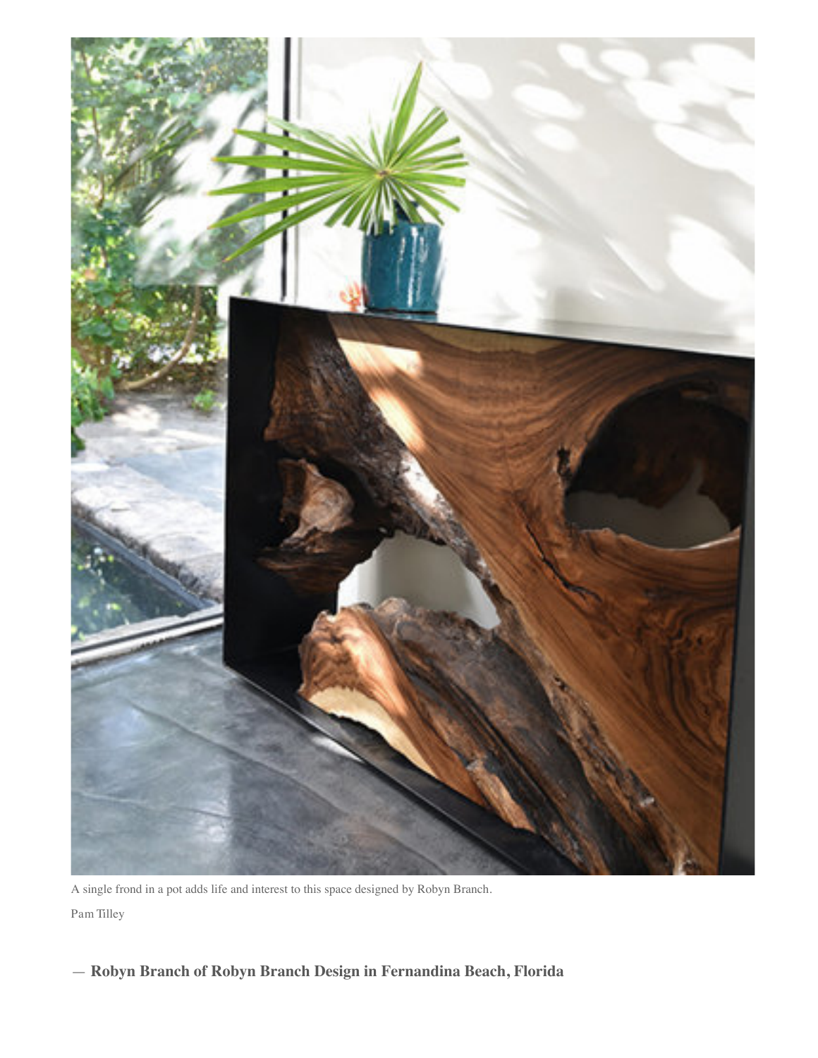A single frond in a pot adds life and interest to this space designed by Robyn Branch.

Pam Tilley

**— Robyn Branch of Robyn Branch Design in Fernandina Beach, Florida**